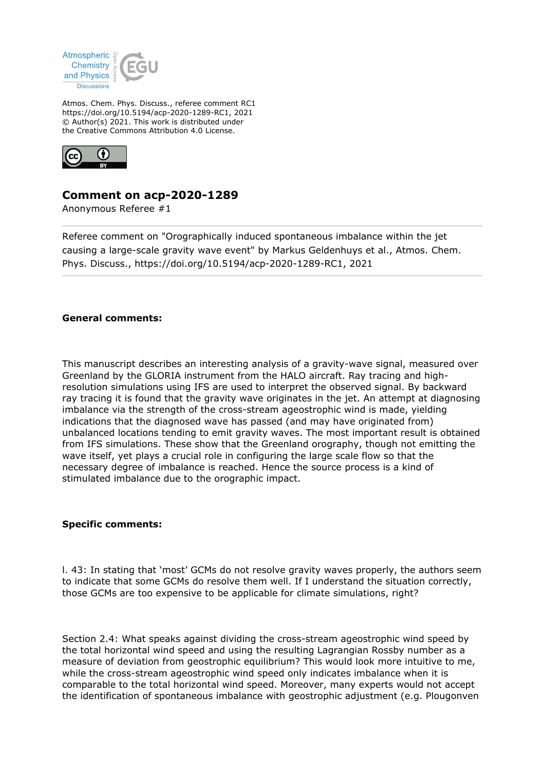Atmospheric Chemistry and Physics Discussions

Atmos. Chem. Phys. Discuss., referee comment RC1
https://doi.org/10.5194/acp-2020-1289-RC1, 2021
© Author(s) 2021. This work is distributed under
the Creative Commons Attribution 4.0 License.

# Comment on acp-2020-1289

Anonymous Referee #1

Referee comment on "Orographically induced spontaneous imbalance within the jet causing a large-scale gravity wave event" by Markus Geldenhuys et al., Atmos. Chem. Phys. Discuss., https://doi.org/10.5194/acp-2020-1289-RC1, 2021

**General comments:**

This manuscript describes an interesting analysis of a gravity-wave signal, measured over Greenland by the GLORIA instrument from the HALO aircraft. Ray tracing and high-resolution simulations using IFS are used to interpret the observed signal. By backward ray tracing it is found that the gravity wave originates in the jet. An attempt at diagnosing imbalance via the strength of the cross-stream ageostrophic wind is made, yielding indications that the diagnosed wave has passed (and may have originated from) unbalanced locations tending to emit gravity waves. The most important result is obtained from IFS simulations. These show that the Greenland orography, though not emitting the wave itself, yet plays a crucial role in configuring the large scale flow so that the necessary degree of imbalance is reached. Hence the source process is a kind of stimulated imbalance due to the orographic impact.

**Specific comments:**

l. 43: In stating that 'most' GCMs do not resolve gravity waves properly, the authors seem to indicate that some GCMs do resolve them well. If I understand the situation correctly, those GCMs are too expensive to be applicable for climate simulations, right?

Section 2.4: What speaks against dividing the cross-stream ageostrophic wind speed by the total horizontal wind speed and using the resulting Lagrangian Rossby number as a measure of deviation from geostrophic equilibrium? This would look more intuitive to me, while the cross-stream ageostrophic wind speed only indicates imbalance when it is comparable to the total horizontal wind speed. Moreover, many experts would not accept the identification of spontaneous imbalance with geostrophic adjustment (e.g. Plougonven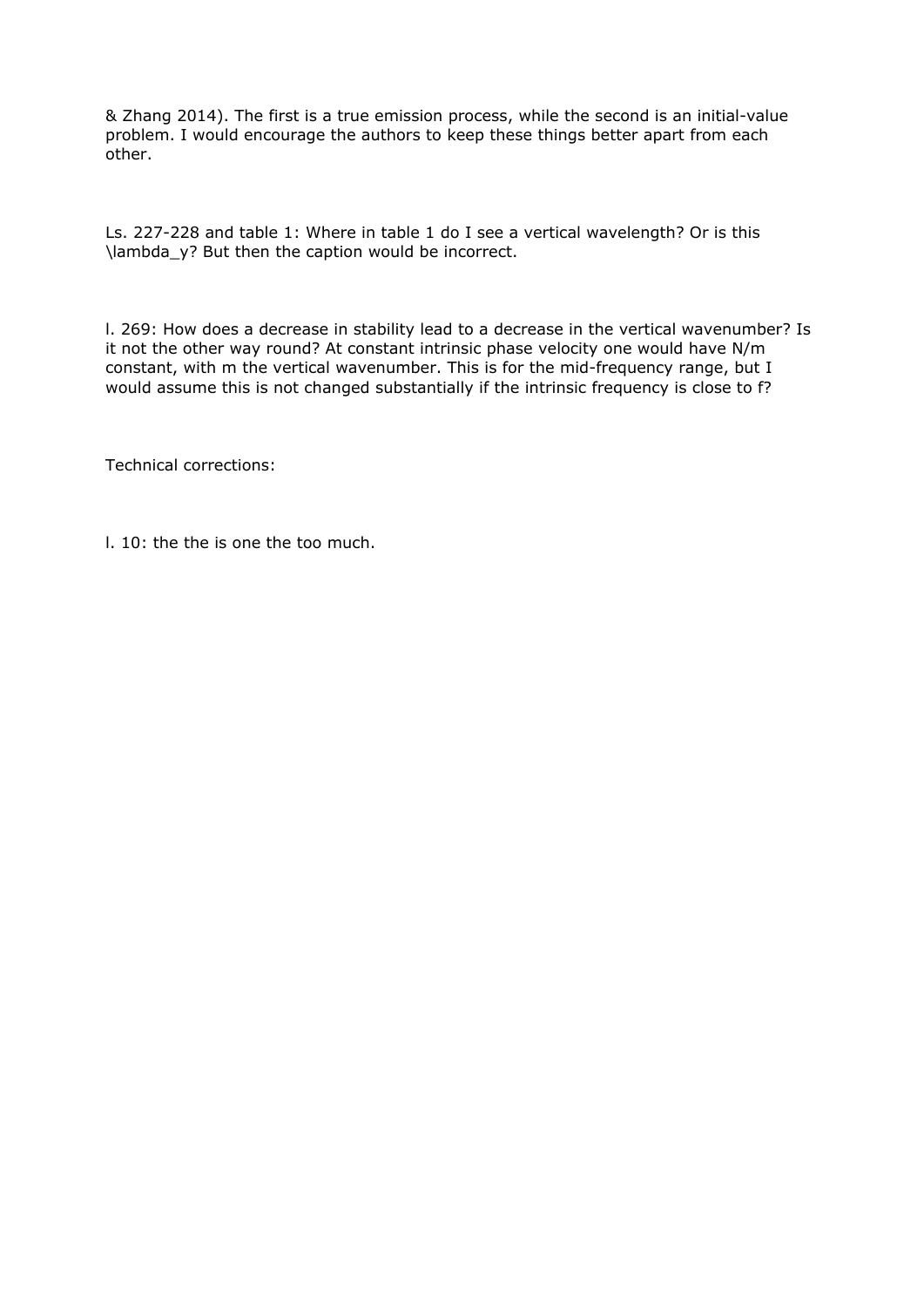& Zhang 2014). The first is a true emission process, while the second is an initial-value problem. I would encourage the authors to keep these things better apart from each other.

Ls. 227-228 and table 1: Where in table 1 do I see a vertical wavelength? Or is this $\lambda_y$? But then the caption would be incorrect.

l. 269: How does a decrease in stability lead to a decrease in the vertical wavenumber? Is it not the other way round? At constant intrinsic phase velocity one would have $N/m$ constant, with $m$ the vertical wavenumber. This is for the mid-frequency range, but I would assume this is not changed substantially if the intrinsic frequency is close to $f$?

Technical corrections:

l. 10: the the is one the too much.